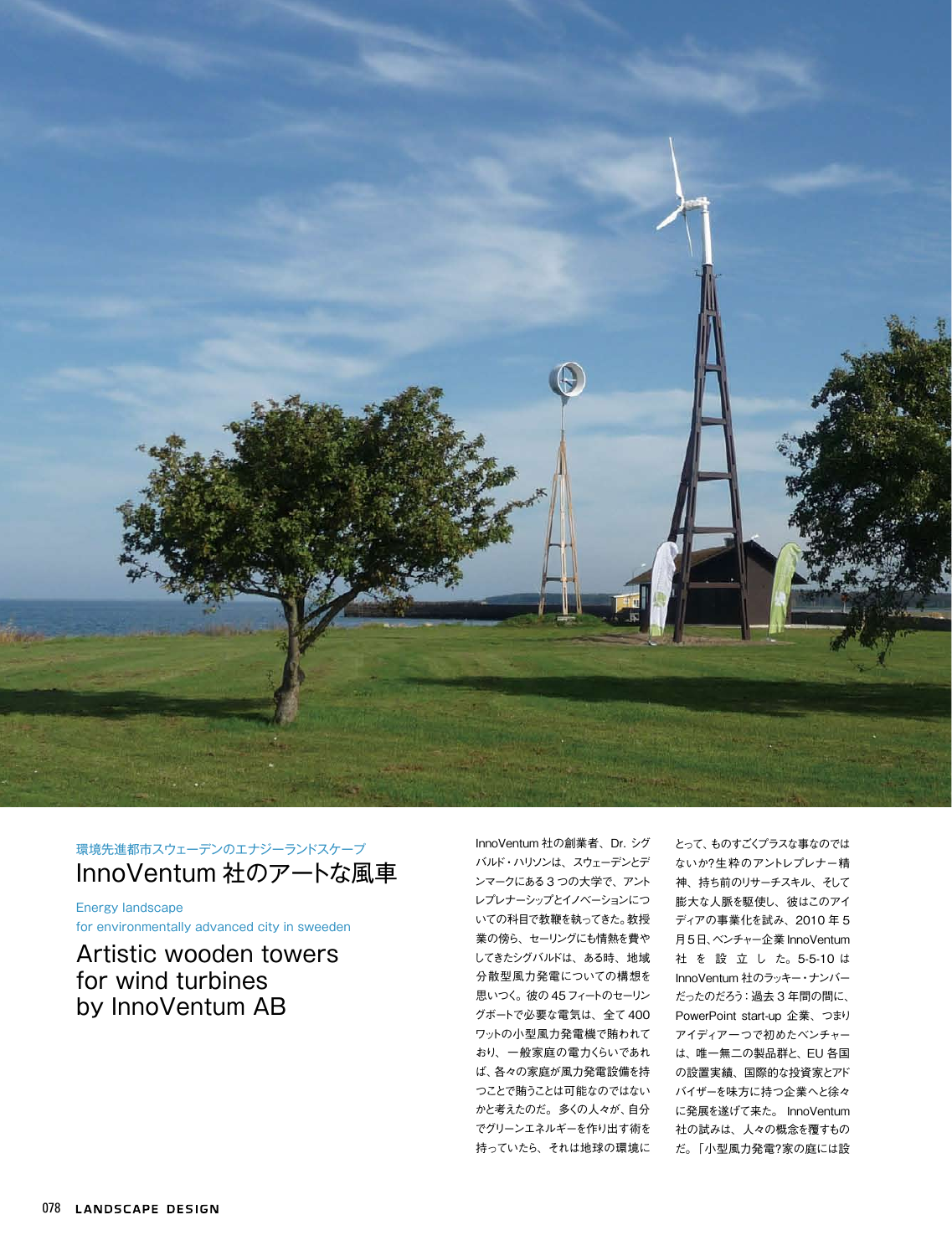環境先進都市スウェーデンのエナジーランドスケープ

# InnoVentum 社のアートな風車

Energy landscape
for environmentally advanced city in sweeden

## Artistic wooden towers for wind turbines by InnoVentum AB

InnoVentum 社の創業者、Dr. シグバルド・ハリソンは、スウェーデンとデンマークにある 3 つの大学で、アントレプレナーシップとイノベーションについての科目で教鞭を執ってきた。教授業の傍ら、セーリングにも情熱を費やしてきたシグバルドは、ある時、地域分散型風力発電についての構想を思いつく。彼の 45 フィートのセーリングボートで必要な電気は、全て 400 ワットの小型風力発電機で賄われており、一般家庭の電力くらいであれば、各々の家庭が風力発電設備を持つことで賄うことは可能なのではないかと考えたのだ。多くの人々が、自分でグリーンエネルギーを作り出す術を持っていたら、それは地球の環境にとって、ものすごくプラスな事なのではないか?生粋のアントレプレナー精神、持ち前のリサーチスキル、そして膨大な人脈を駆使し、彼はこのアイディアの事業化を試み、2010 年 5 月 5 日、ベンチャー企業 InnoVentum 社を設立した。5-5-10 は InnoVentum 社のラッキー・ナンバーだったのだろう : 過去 3 年間の間に、PowerPoint start-up 企業、つまりアイディア一つで初めたベンチャーは、唯一無二の製品群と、EU 各国の設置実績、国際的な投資家とアドバイザーを味方に持つ企業へと徐々に発展を遂げて来た。 InnoVentum 社の試みは、人々の概念を覆すものだ。「小型風力発電?家の庭には設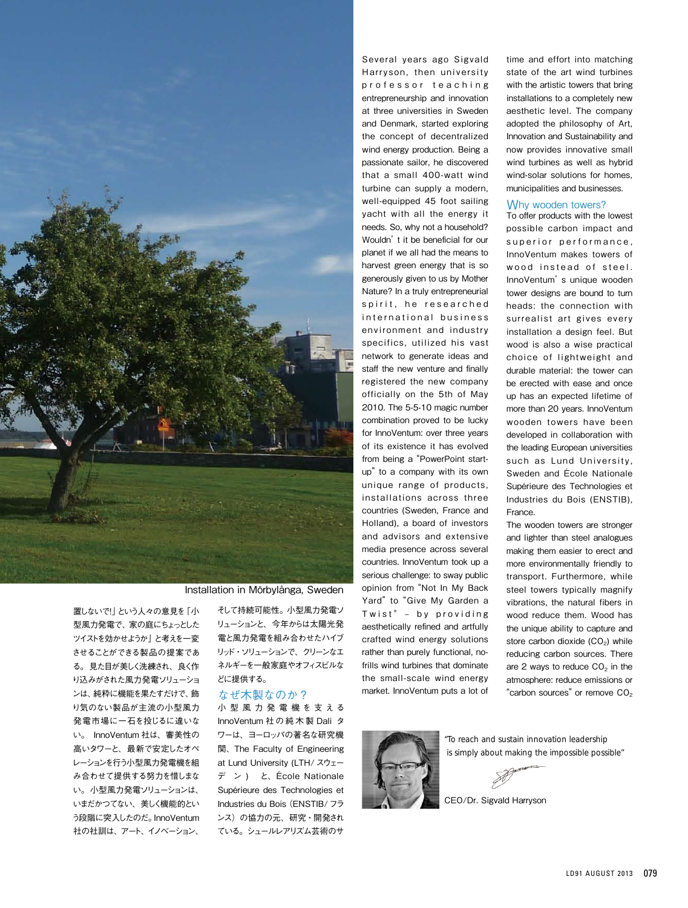Installation in Mörbylånga, Sweden

置しないで!」という人々の意見を「小型風力発電で、家の庭にちょっとしたツイストを効かせようか」と考えを一変させることができる製品の提案である。見た目が美しく洗練され、良く作り込みがされた風力発電ソリューションは、純粋に機能を果たすだけで、飾り気のない製品が主流の小型風力発電市場に一石を投じるに違いない。InnoVentum社は、審美性の高いタワーと、最新で安定したオペレーションを行う小型風力発電機を組み合わせて提供する努力を惜しまない。小型風力発電ソリューションは、いまだかつてない、美しく機能的という段階に突入したのだ。InnoVentum社の社訓は、アート、イノベーション、そして持続可能性。小型風力発電ソリューションと、今年からは太陽光発電と風力発電を組み合わせたハイブリッド・ソリューションで、クリーンなエネルギーを一般家庭やオフィスビルなどに提供する。

## なぜ木製なのか？

小型風力発電機を支えるInnoVentum社の純木製Daliタワーは、ヨーロッパの著名な研究機関、The Faculty of Engineering at Lund University（LTH/スウェーデン）と、École Nationale Supérieure des Technologies et Industries du Bois（ENSTIB/フランス）の協力の元、研究・開発されている。シュールレアリズム芸術のサ

Several years ago Sigvald Harryson, then university professor teaching entrepreneurship and innovation at three universities in Sweden and Denmark, started exploring the concept of decentralized wind energy production. Being a passionate sailor, he discovered that a small 400-watt wind turbine can supply a modern, well-equipped 45 foot sailing yacht with all the energy it needs. So, why not a household? Wouldn't it be beneficial for our planet if we all had the means to harvest green energy that is so generously given to us by Mother Nature? In a truly entrepreneurial spirit, he researched international business environment and industry specifics, utilized his vast network to generate ideas and finally staff the new venture and finally registered the new company officially on the 5th of May 2010. The 5-5-10 magic number combination proved to be lucky for InnoVentum: over three years of its existence it has evolved from being a "PowerPoint start-up" to a company with its own unique range of products, installations across three countries (Sweden, France and Holland), a board of investors and advisors and extensive media presence across several countries. InnoVentum took up a serious challenge: to sway public opinion from "Not In My Back Yard" to "Give My Garden a Twist" – by providing aesthetically refined and artfully crafted wind energy solutions rather than purely functional, no-frills wind turbines that dominate the small-scale wind energy market. InnoVentum puts a lot of time and effort into matching state of the art wind turbines with the artistic towers that bring installations to a completely new aesthetic level. The company adopted the philosophy of Art, Innovation and Sustainability and now provides innovative small wind turbines as well as hybrid wind-solar solutions for homes, municipalities and businesses.

## Why wooden towers?

To offer products with the lowest possible carbon impact and superior performance, InnoVentum makes towers of wood instead of steel. InnoVentum's unique wooden tower designs are bound to turn heads: the connection with surrealist art gives every installation a design feel. But wood is also a wise practical choice of lightweight and durable material: the tower can be erected with ease and once up has an expected lifetime of more than 20 years. InnoVentum wooden towers have been developed in collaboration with the leading European universities such as Lund University, Sweden and École Nationale Supérieure des Technologies et Industries du Bois (ENSTIB), France.

The wooden towers are stronger and lighter than steel analogues making them easier to erect and more environmentally friendly to transport. Furthermore, while steel towers typically magnify vibrations, the natural fibers in wood reduce them. Wood has the unique ability to capture and store carbon dioxide ($CO_2$) while reducing carbon sources. There are 2 ways to reduce $CO_2$ in the atmosphere: reduce emissions or "carbon sources" or remove $CO_2$

"To reach and sustain innovation leadership is simply about making the impossible possible"

CEO/Dr. Sigvald Harryson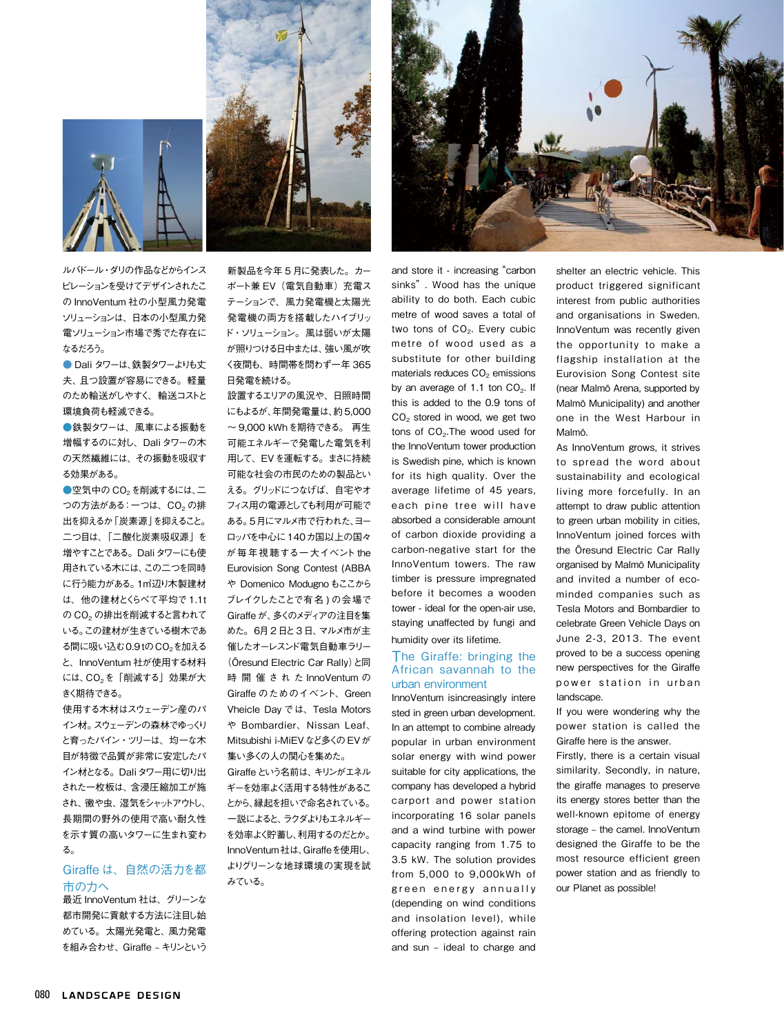ルバドール・ダリの作品などからインスピレーションを受けてデザインされたこの InnoVentum 社の小型風力発電ソリューションは、日本の小型風力発電ソリューション市場で秀でた存在になるだろう。

● Dali タワーは、鉄製タワーよりも丈夫、且つ設置が容易にできる。軽量のため輸送がしやすく、輸送コストと環境負荷も軽減できる。

●鉄製タワーは、風車による振動を増幅するのに対し、Dali タワーの木の天然繊維には、その振動を吸収する効果がある。

●空気中の $CO_2$ を削減するには、二つの方法がある：一つは、$CO_2$ の排出を抑えるか「炭素源」を抑えること。二つ目は、「二酸化炭素吸収源」を増やすことである。Dali タワーにも使用されている木には、この二つを同時に行う能力がある。1㎥辺り木製建材は、他の建材とくらべて平均で 1.1t の $CO_2$ の排出を削減すると言われている。この建材が生きている樹木である間に吸い込む0.9tの $CO_2$ を加えると、InnoVentum 社が使用する材料には、$CO_2$ を「削減する」効果が大きく期待できる。

使用する木材はスウェーデン産のパイン材。スウェーデンの森林でゆっくりと育ったパイン・ツリーは、均一な木目が特徴で品質が非常に安定したパイン材となる。Dali タワー用に切り出された一枚板は、含浸圧縮加工が施され、黴や虫、湿気をシャットアウトし、長期間の野外の使用で高い耐久性を示す質の高いタワーに生まれ変わる。

## Giraffe は、自然の活力を都市の力へ

最近 InnoVentum 社は、グリーンな都市開発に貢献する方法に注目し始めている。太陽光発電と、風力発電を組み合わせ、Giraffe – キリンという新製品を今年 5 月に発表した。カーポート兼 EV（電気自動車）充電ステーションで、風力発電機と太陽光発電機の両方を搭載したハイブリッド・ソリューション。風は弱いが太陽が照りつける日中または、強い風が吹く夜間も、時間帯を問わず一年 365 日発電を続ける。

設置するエリアの風況や、日照時間にもよるが、年間発電量は、約 5,000 ～ 9,000 kWh を期待できる。 再生可能エネルギーで発電した電気を利用して、EV を運転する。まさに持続可能な社会の市民のための製品といえる。グリッドにつなげば、自宅やオフィス用の電源としても利用が可能である。5 月にマルメ市で行われた、ヨーロッパを中心に 140 カ国以上の国々が毎年視聴する一大イベント the Eurovision Song Contest (ABBA や Domenico Modugno もここからブレイクしたことで有名 ) の会場で Giraffe が、多くのメディアの注目を集めた。6月 2 日と 3 日、マルメ市が主催したオーレスンド電気自動車ラリー（Öresund Electric Car Rally）と同時開催された InnoVentum の Giraffe のためのイベント、Green Vheicle Day では、Tesla Motors や Bombardier、Nissan Leaf、Mitsubishi i-MiEV など多くの EV が集い多くの人の関心を集めた。

Giraffe という名前は、キリンがエネルギーを効率よく活用する特性があることから、縁起を担いで命名されている。一説によると、ラクダよりもエネルギーを効率よく貯蓄し、利用するのだとか。InnoVentum 社は、Giraffe を使用し、よりグリーンな地球環境の実現を試みている。

and store it - increasing "carbon sinks". Wood has the unique ability to do both. Each cubic metre of wood saves a total of two tons of $CO_2$. Every cubic metre of wood used as a substitute for other building materials reduces $CO_2$ emissions by an average of 1.1 ton $CO_2$. If this is added to the 0.9 tons of $CO_2$ stored in wood, we get two tons of $CO_2$.The wood used for the InnoVentum tower production is Swedish pine, which is known for its high quality. Over the average lifetime of 45 years, each pine tree will have absorbed a considerable amount of carbon dioxide providing a carbon-negative start for the InnoVentum towers. The raw timber is pressure impregnated before it becomes a wooden tower - ideal for the open-air use, staying unaffected by fungi and humidity over its lifetime.

## The Giraffe: bringing the African savannah to the urban environment

InnoVentum isincreasingly interested in green urban development. In an attempt to combine already popular in urban environment solar energy with wind power suitable for city applications, the company has developed a hybrid carport and power station incorporating 16 solar panels and a wind turbine with power capacity ranging from 1.75 to 3.5 kW. The solution provides from 5,000 to 9,000kWh of green energy annually (depending on wind conditions and insolation level), while offering protection against rain and sun – ideal to charge and shelter an electric vehicle. This product triggered significant interest from public authorities and organisations in Sweden. InnoVentum was recently given the opportunity to make a flagship installation at the Eurovision Song Contest site (near Malmö Arena, supported by Malmö Municipality) and another one in the West Harbour in Malmö.

As InnoVentum grows, it strives to spread the word about sustainability and ecological living more forcefully. In an attempt to draw public attention to green urban mobility in cities, InnoVentum joined forces with the Öresund Electric Car Rally organised by Malmö Municipality and invited a number of eco-minded companies such as Tesla Motors and Bombardier to celebrate Green Vehicle Days on June 2-3, 2013. The event proved to be a success opening new perspectives for the Giraffe power station in urban landscape.

If you were wondering why the power station is called the Giraffe here is the answer.

Firstly, there is a certain visual similarity. Secondly, in nature, the giraffe manages to preserve its energy stores better than the well-known epitome of energy storage – the camel. InnoVentum designed the Giraffe to be the most resource efficient green power station and as friendly to our Planet as possible!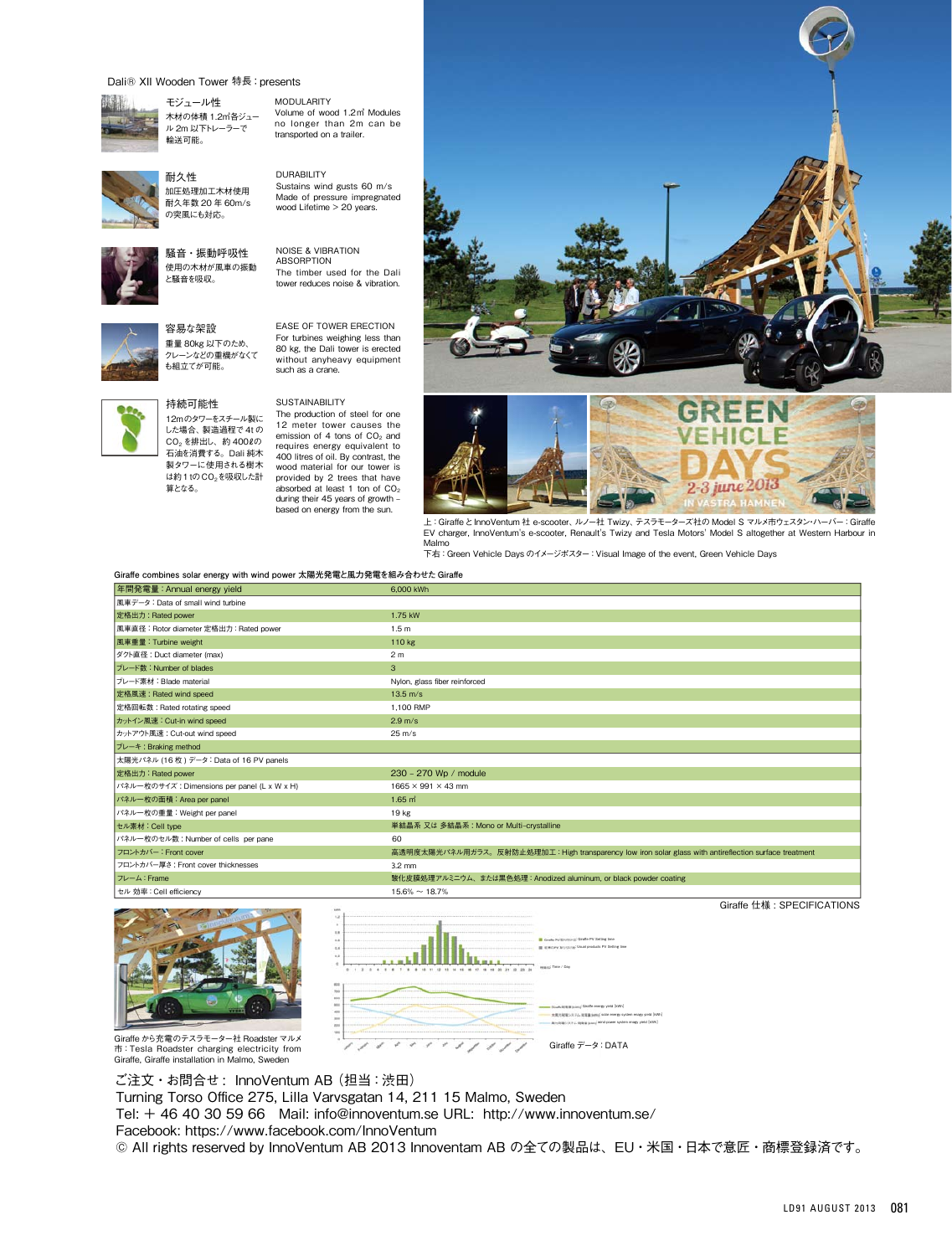Dali® XII Wooden Tower 特長：presents

**モジュール性**
木材の体積 1.2m³各ジュール 2m 以下トレーラーで輸送可能。

**MODULARITY**
Volume of wood 1.2m³ Modules no longer than 2m can be transported on a trailer.

**耐久性**
加圧処理加工木材使用
耐久年数 20 年 60m/s の突風にも対応。

**DURABILITY**
Sustains wind gusts 60 m/s
Made of pressure impregnated wood Lifetime > 20 years.

**騒音・振動呼吸性**
使用の木材が風車の振動と騒音を吸収。

**NOISE & VIBRATION ABSORPTION**
The timber used for the Dali tower reduces noise & vibration.

**容易な架設**
重量 80kg 以下のため、クレーンなどの重機がなくても組立てが可能。

**EASE OF TOWER ERECTION**
For turbines weighing less than 80 kg, the Dali tower is erected without anyheavy equipment such as a crane.

**持続可能性**
12mのタワーをスチール製にした場合、製造過程で 4t の $CO_2$ を排出し、約 400ℓの石油を消費する。Dali 純木製タワーに使用される樹木は約 1 tの $CO_2$ を吸収した計算となる。

**SUSTAINABILITY**
The production of steel for one 12 meter tower causes the emission of 4 tons of $CO_2$ and requires energy equivalent to 400 litres of oil. By contrast, the wood material for our tower is provided by 2 trees that have absorbed at least 1 ton of $CO_2$ during their 45 years of growth – based on energy from the sun.

上：Giraffe と InnoVentum 社 e-scooter、ルノー社 Twizy、テスラモーターズ社の Model S マルメ市ウェスタン・ハーバー：Giraffe EV charger, InnoVentum's e-scooter, Renault's Twizy and Tesla Motors' Model S altogether at Western Harbour in Malmo
下右：Green Vehicle Days のイメージポスター：Visual Image of the event, Green Vehicle Days

**Giraffe combines solar energy with wind power 太陽光発電と風力発電を組み合わせた Giraffe**

| | |
|---|---|
| 年間発電量：Annual energy yield | 6,000 kWh |
| 風車データ：Data of small wind turbine | |
| 定格出力：Rated power | 1.75 kW |
| 風車直径：Rotor diameter 定格出力：Rated power | 1.5 m |
| 風車重量：Turbine weight | 110 kg |
| ダクト直径：Duct diameter (max) | 2 m |
| ブレード数：Number of blades | 3 |
| ブレード素材：Blade material | Nylon, glass fiber reinforced |
| 定格風速：Rated wind speed | 13.5 m/s |
| 定格回転数：Rated rotating speed | 1,100 RMP |
| カットイン風速：Cut-in wind speed | 2.9 m/s |
| カットアウト風速：Cut-out wind speed | 25 m/s |
| ブレーキ：Braking method | |
| 太陽光パネル (16 枚) データ：Data of 16 PV panels | |
| 定格出力：Rated power | 230 – 270 Wp / module |
| パネル一枚のサイズ：Dimensions per panel (L x W x H) | 1665 × 991 × 43 mm |
| パネル一枚の面積：Area per panel | 1.65 m² |
| パネル一枚の重量：Weight per panel | 19 kg |
| セル素材：Cell type | 単結晶系 又は 多結晶系：Mono or Multi-crystalline |
| パネル一枚のセル数：Number of cells per pane | 60 |
| フロントカバー：Front cover | 高透明度太陽光パネル用ガラス。反射防止処理加工：High transparency low iron solar glass with antireflection surface treatment |
| フロントカバー厚さ：Front cover thicknesses | 3.2 mm |
| フレーム：Frame | 陽化皮膜処理アルミニウム、または黒色処理：Anodized aluminum, or black powder coating |
| セル 効率：Cell efficiency | 15.6% ～ 18.7% |

Giraffe 仕様：SPECIFICATIONS

Giraffe から充電のテスラモーター社 Roadster マルメ市：Tesla Roadster charging electricity from Giraffe, Giraffe installation in Malmo, Sweden

Giraffe データ：DATA

ご注文・お問合せ： InnoVentum AB（担当：渋田）
Turning Torso Office 275, Lilla Varvsgatan 14, 211 15 Malmo, Sweden
Tel: ＋ 46 40 30 59 66 Mail: info@innoventum.se URL: http://www.innoventum.se/
Facebook: https://www.facebook.com/InnoVentum
© All rights reserved by InnoVentum AB 2013 Innoventam AB の全ての製品は、EU・米国・日本で意匠・商標登録済です。